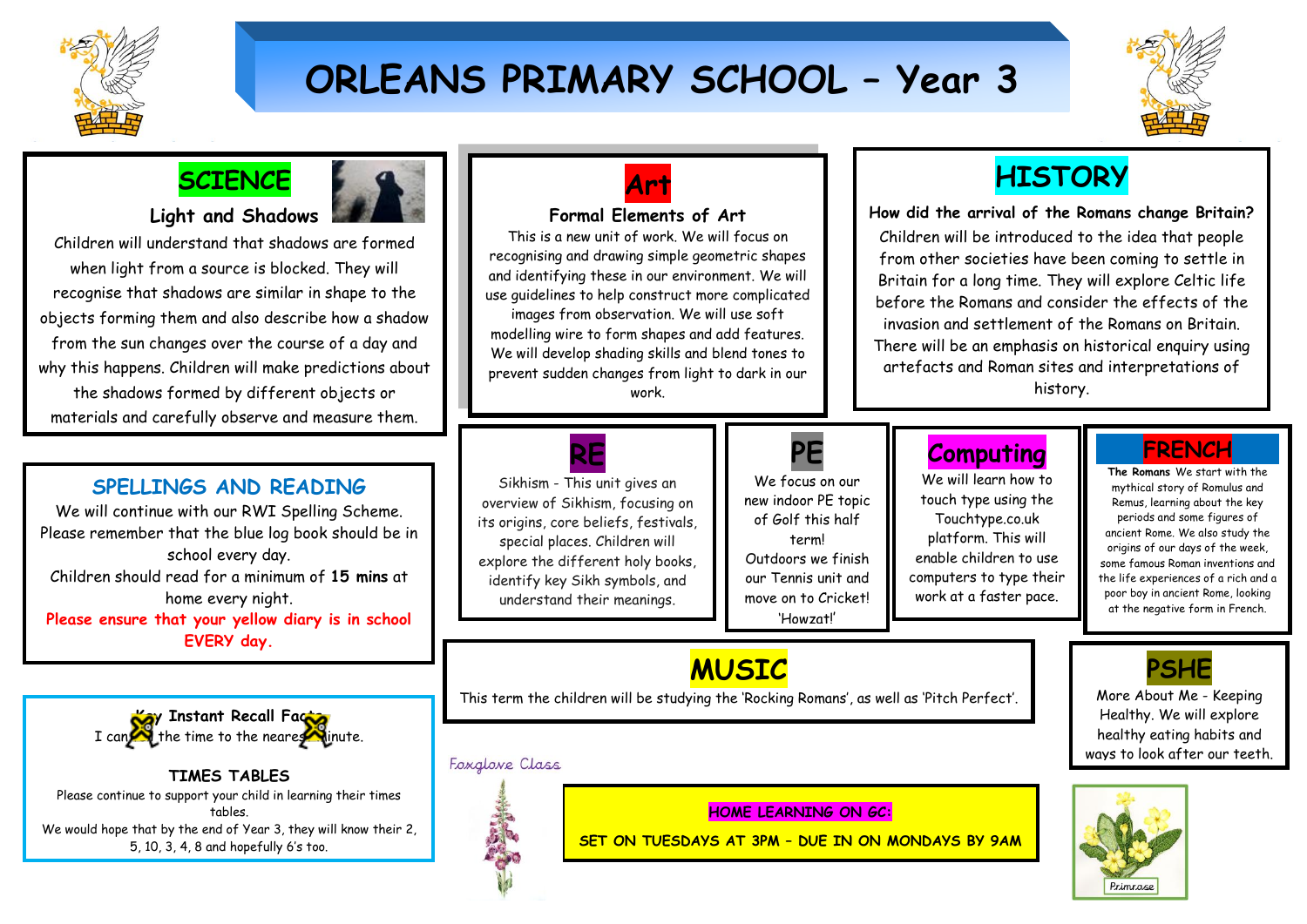# ORLEANS PRIMARY SCHOOL – Year 3

## SCIENCE

### Light and Shadows

Children will understand that shadows are formed when light from a source is blocked. They will recognise that shadows are similar in shape to the objects forming them and also describe how a shadow from the sun changes over the course of a day and why this happens. Children will make predictions about the shadows formed by different objects or materials and carefully observe and measure them.

## Art

### Formal Elements of Art

This is a new unit of work. We will focus on recognising and drawing simple geometric shapes and identifying these in our environment. We will use guidelines to help construct more complicated images from observation. We will use soft modelling wire to form shapes and add features. We will develop shading skills and blend tones to prevent sudden changes from light to dark in our work.

## HISTORY

### How did the arrival of the Romans change Britain?

Children will be introduced to the idea that people from other societies have been coming to settle in Britain for a long time. They will explore Celtic life before the Romans and consider the effects of the invasion and settlement of the Romans on Britain. There will be an emphasis on historical enquiry using artefacts and Roman sites and interpretations of history.

## SPELLINGS AND READING

We will continue with our RWI Spelling Scheme. Please remember that the blue log book should be in school every day.

Children should read for a minimum of **15** mins at home every night.

**Please ensure that your yellow diary is in school EVERY day.**

## RE

Sikhism - This unit gives an overview of Sikhism, focusing on its origins, core beliefs, festivals, special places. Children will explore the different holy books, identify key Sikh symbols, and understand their meanings.

## PE

We focus on our new indoor PE topic of Golf this half term!

Outdoors we finish our Tennis unit and move on to Cricket! 'Howzat!'

## Computing

We will learn how to touch type using the Touchtype.co.uk platform. This will enable children to use computers to type their work at a faster pace.

## FRENCH

**The Romans** We start with the mythical story of Romulus and Remus, learning about the key periods and some figures of ancient Rome. We also study the origins of our days of the week, some famous Roman inventions and the life experiences of a rich and a poor boy in ancient Rome, looking at the negative form in French.

## Key Instant Recall Facts

I can tell the time to the nearest minute.

## TIMES TABLES

Please continue to support your child in learning their times tables.

We would hope that by the end of Year 3, they will know their 2, 5, 10, 3, 4, 8 and hopefully 6's too.

## MUSIC

This term the children will be studying the 'Rocking Romans', as well as 'Pitch Perfect'.

## PSHE

More About Me - Keeping Healthy. We will explore healthy eating habits and ways to look after our teeth.

Foxglove Class

**HOME LEARNING ON GC:**

**SET ON TUESDAYS AT 3PM – DUE IN ON MONDAYS BY 9AM**

Primrose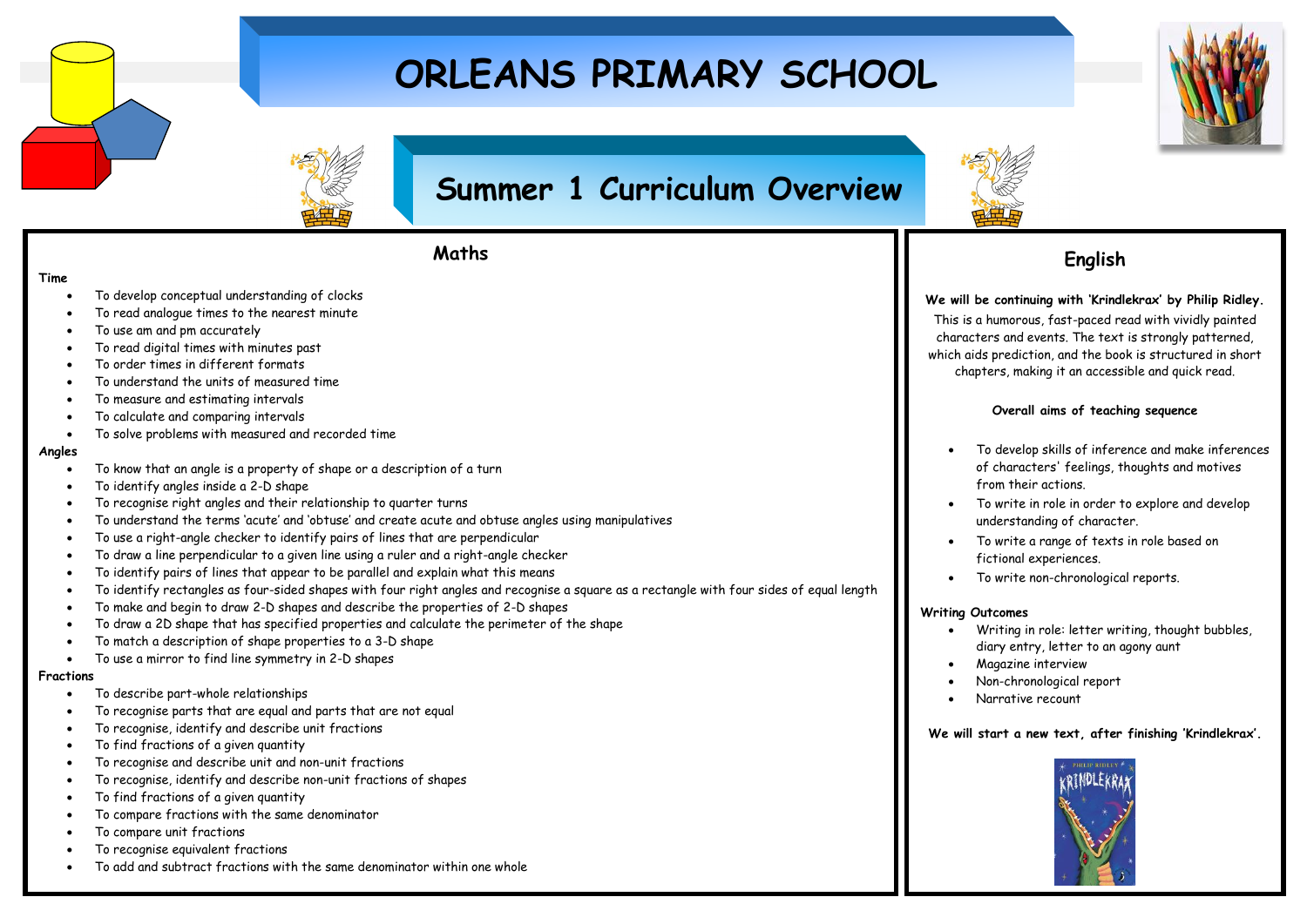# ORLEANS PRIMARY SCHOOL

## Summer 1 Curriculum Overview

## Maths

**Time**

- To develop conceptual understanding of clocks
- To read analogue times to the nearest minute
- To use am and pm accurately
- To read digital times with minutes past
- To order times in different formats
- To understand the units of measured time
- To measure and estimating intervals
- To calculate and comparing intervals
- To solve problems with measured and recorded time

**Angles**

- To know that an angle is a property of shape or a description of a turn
- To identify angles inside a 2-D shape
- To recognise right angles and their relationship to quarter turns
- To understand the terms 'acute' and 'obtuse' and create acute and obtuse angles using manipulatives
- To use a right-angle checker to identify pairs of lines that are perpendicular
- To draw a line perpendicular to a given line using a ruler and a right-angle checker
- To identify pairs of lines that appear to be parallel and explain what this means
- To identify rectangles as four-sided shapes with four right angles and recognise a square as a rectangle with four sides of equal length
- To make and begin to draw 2-D shapes and describe the properties of 2-D shapes
- To draw a 2D shape that has specified properties and calculate the perimeter of the shape
- To match a description of shape properties to a 3-D shape
- To use a mirror to find line symmetry in 2-D shapes

**Fractions**

- To describe part-whole relationships
- To recognise parts that are equal and parts that are not equal
- To recognise, identify and describe unit fractions
- To find fractions of a given quantity
- To recognise and describe unit and non-unit fractions
- To recognise, identify and describe non-unit fractions of shapes
- To find fractions of a given quantity
- To compare fractions with the same denominator
- To compare unit fractions
- To recognise equivalent fractions
- To add and subtract fractions with the same denominator within one whole

## English

**We will be continuing with 'Krindlekrax' by Philip Ridley.**

This is a humorous, fast-paced read with vividly painted characters and events. The text is strongly patterned, which aids prediction, and the book is structured in short chapters, making it an accessible and quick read.

**Overall aims of teaching sequence**

- To develop skills of inference and make inferences of characters' feelings, thoughts and motives from their actions.
- To write in role in order to explore and develop understanding of character.
- To write a range of texts in role based on fictional experiences.
- To write non-chronological reports.

**Writing Outcomes**

- Writing in role: letter writing, thought bubbles, diary entry, letter to an agony aunt
- Magazine interview
- Non-chronological report
- Narrative recount

**We will start a new text, after finishing 'Krindlekrax'.**